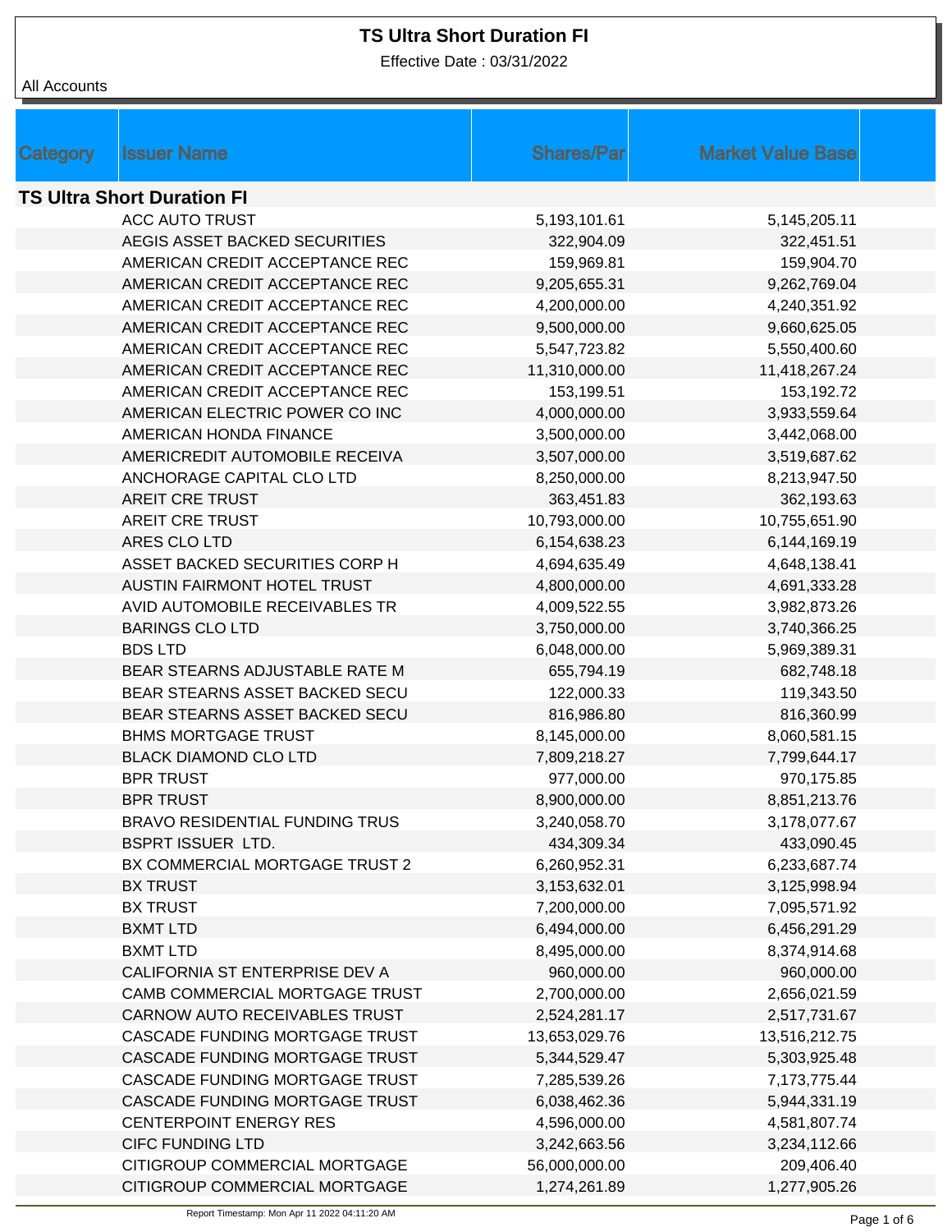# TS Ultra Short Duration FI

Effective Date : 03/31/2022

All Accounts

| Category | Issuer Name | Shares/Par | Market Value Base |
|---|---|---|---|
| **TS Ultra Short Duration FI** | | | |
| | ACC AUTO TRUST | 5,193,101.61 | 5,145,205.11 |
| | AEGIS ASSET BACKED SECURITIES | 322,904.09 | 322,451.51 |
| | AMERICAN CREDIT ACCEPTANCE REC | 159,969.81 | 159,904.70 |
| | AMERICAN CREDIT ACCEPTANCE REC | 9,205,655.31 | 9,262,769.04 |
| | AMERICAN CREDIT ACCEPTANCE REC | 4,200,000.00 | 4,240,351.92 |
| | AMERICAN CREDIT ACCEPTANCE REC | 9,500,000.00 | 9,660,625.05 |
| | AMERICAN CREDIT ACCEPTANCE REC | 5,547,723.82 | 5,550,400.60 |
| | AMERICAN CREDIT ACCEPTANCE REC | 11,310,000.00 | 11,418,267.24 |
| | AMERICAN CREDIT ACCEPTANCE REC | 153,199.51 | 153,192.72 |
| | AMERICAN ELECTRIC POWER CO INC | 4,000,000.00 | 3,933,559.64 |
| | AMERICAN HONDA FINANCE | 3,500,000.00 | 3,442,068.00 |
| | AMERICREDIT AUTOMOBILE RECEIVA | 3,507,000.00 | 3,519,687.62 |
| | ANCHORAGE CAPITAL CLO LTD | 8,250,000.00 | 8,213,947.50 |
| | AREIT CRE TRUST | 363,451.83 | 362,193.63 |
| | AREIT CRE TRUST | 10,793,000.00 | 10,755,651.90 |
| | ARES CLO LTD | 6,154,638.23 | 6,144,169.19 |
| | ASSET BACKED SECURITIES CORP H | 4,694,635.49 | 4,648,138.41 |
| | AUSTIN FAIRMONT HOTEL TRUST | 4,800,000.00 | 4,691,333.28 |
| | AVID AUTOMOBILE RECEIVABLES TR | 4,009,522.55 | 3,982,873.26 |
| | BARINGS CLO LTD | 3,750,000.00 | 3,740,366.25 |
| | BDS LTD | 6,048,000.00 | 5,969,389.31 |
| | BEAR STEARNS ADJUSTABLE RATE M | 655,794.19 | 682,748.18 |
| | BEAR STEARNS ASSET BACKED SECU | 122,000.33 | 119,343.50 |
| | BEAR STEARNS ASSET BACKED SECU | 816,986.80 | 816,360.99 |
| | BHMS MORTGAGE TRUST | 8,145,000.00 | 8,060,581.15 |
| | BLACK DIAMOND CLO LTD | 7,809,218.27 | 7,799,644.17 |
| | BPR TRUST | 977,000.00 | 970,175.85 |
| | BPR TRUST | 8,900,000.00 | 8,851,213.76 |
| | BRAVO RESIDENTIAL FUNDING TRUS | 3,240,058.70 | 3,178,077.67 |
| | BSPRT ISSUER LTD. | 434,309.34 | 433,090.45 |
| | BX COMMERCIAL MORTGAGE TRUST 2 | 6,260,952.31 | 6,233,687.74 |
| | BX TRUST | 3,153,632.01 | 3,125,998.94 |
| | BX TRUST | 7,200,000.00 | 7,095,571.92 |
| | BXMT LTD | 6,494,000.00 | 6,456,291.29 |
| | BXMT LTD | 8,495,000.00 | 8,374,914.68 |
| | CALIFORNIA ST ENTERPRISE DEV A | 960,000.00 | 960,000.00 |
| | CAMB COMMERCIAL MORTGAGE TRUST | 2,700,000.00 | 2,656,021.59 |
| | CARNOW AUTO RECEIVABLES TRUST | 2,524,281.17 | 2,517,731.67 |
| | CASCADE FUNDING MORTGAGE TRUST | 13,653,029.76 | 13,516,212.75 |
| | CASCADE FUNDING MORTGAGE TRUST | 5,344,529.47 | 5,303,925.48 |
| | CASCADE FUNDING MORTGAGE TRUST | 7,285,539.26 | 7,173,775.44 |
| | CASCADE FUNDING MORTGAGE TRUST | 6,038,462.36 | 5,944,331.19 |
| | CENTERPOINT ENERGY RES | 4,596,000.00 | 4,581,807.74 |
| | CIFC FUNDING LTD | 3,242,663.56 | 3,234,112.66 |
| | CITIGROUP COMMERCIAL MORTGAGE | 56,000,000.00 | 209,406.40 |
| | CITIGROUP COMMERCIAL MORTGAGE | 1,274,261.89 | 1,277,905.26 |

Report Timestamp: Mon Apr 11 2022 04:11:20 AM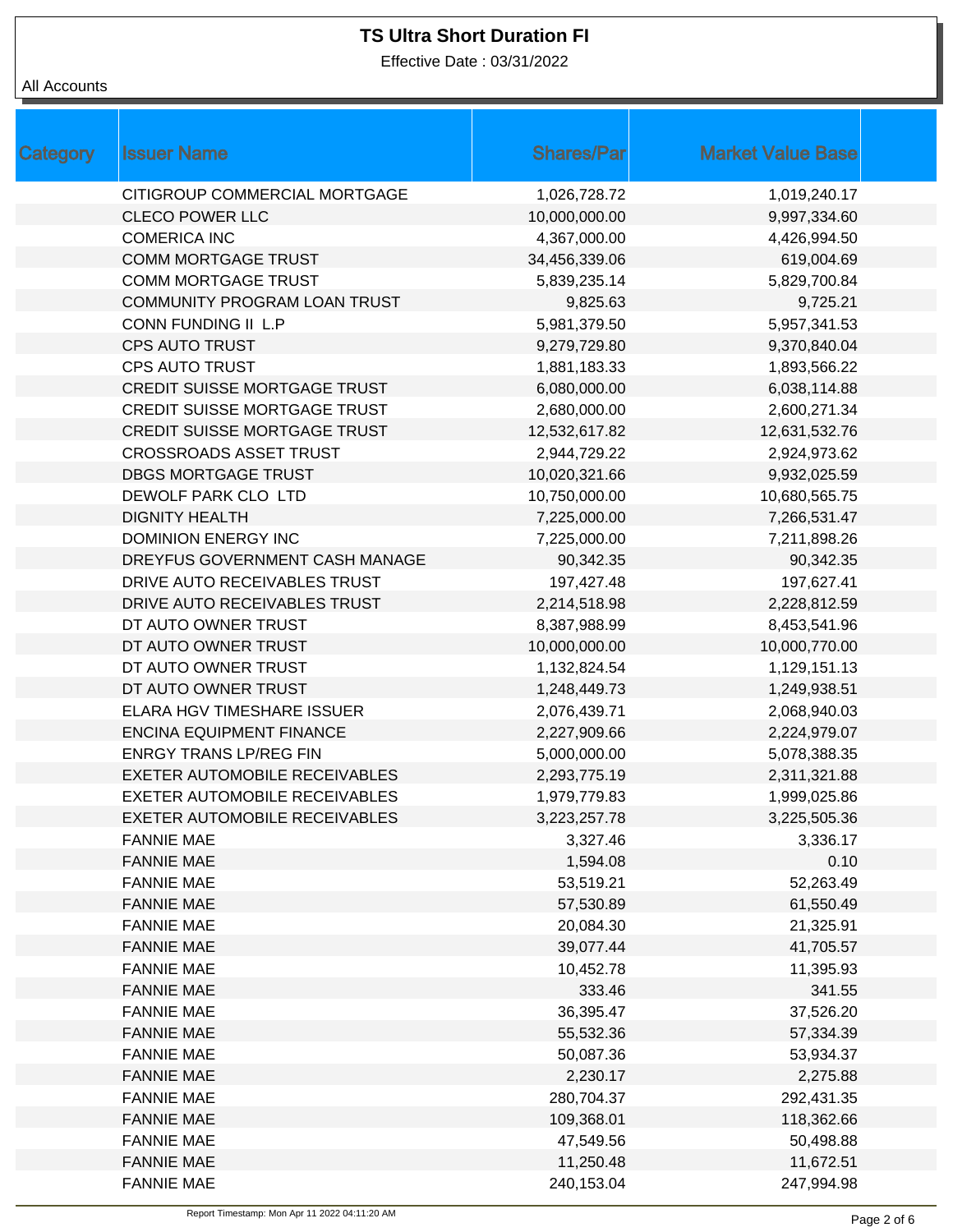# TS Ultra Short Duration FI

Effective Date : 03/31/2022

All Accounts

| Category | Issuer Name | Shares/Par | Market Value Base |
|---|---|---|---|
| | CITIGROUP COMMERCIAL MORTGAGE | 1,026,728.72 | 1,019,240.17 |
| | CLECO POWER LLC | 10,000,000.00 | 9,997,334.60 |
| | COMERICA INC | 4,367,000.00 | 4,426,994.50 |
| | COMM MORTGAGE TRUST | 34,456,339.06 | 619,004.69 |
| | COMM MORTGAGE TRUST | 5,839,235.14 | 5,829,700.84 |
| | COMMUNITY PROGRAM LOAN TRUST | 9,825.63 | 9,725.21 |
| | CONN FUNDING II L.P | 5,981,379.50 | 5,957,341.53 |
| | CPS AUTO TRUST | 9,279,729.80 | 9,370,840.04 |
| | CPS AUTO TRUST | 1,881,183.33 | 1,893,566.22 |
| | CREDIT SUISSE MORTGAGE TRUST | 6,080,000.00 | 6,038,114.88 |
| | CREDIT SUISSE MORTGAGE TRUST | 2,680,000.00 | 2,600,271.34 |
| | CREDIT SUISSE MORTGAGE TRUST | 12,532,617.82 | 12,631,532.76 |
| | CROSSROADS ASSET TRUST | 2,944,729.22 | 2,924,973.62 |
| | DBGS MORTGAGE TRUST | 10,020,321.66 | 9,932,025.59 |
| | DEWOLF PARK CLO LTD | 10,750,000.00 | 10,680,565.75 |
| | DIGNITY HEALTH | 7,225,000.00 | 7,266,531.47 |
| | DOMINION ENERGY INC | 7,225,000.00 | 7,211,898.26 |
| | DREYFUS GOVERNMENT CASH MANAGE | 90,342.35 | 90,342.35 |
| | DRIVE AUTO RECEIVABLES TRUST | 197,427.48 | 197,627.41 |
| | DRIVE AUTO RECEIVABLES TRUST | 2,214,518.98 | 2,228,812.59 |
| | DT AUTO OWNER TRUST | 8,387,988.99 | 8,453,541.96 |
| | DT AUTO OWNER TRUST | 10,000,000.00 | 10,000,770.00 |
| | DT AUTO OWNER TRUST | 1,132,824.54 | 1,129,151.13 |
| | DT AUTO OWNER TRUST | 1,248,449.73 | 1,249,938.51 |
| | ELARA HGV TIMESHARE ISSUER | 2,076,439.71 | 2,068,940.03 |
| | ENCINA EQUIPMENT FINANCE | 2,227,909.66 | 2,224,979.07 |
| | ENRGY TRANS LP/REG FIN | 5,000,000.00 | 5,078,388.35 |
| | EXETER AUTOMOBILE RECEIVABLES | 2,293,775.19 | 2,311,321.88 |
| | EXETER AUTOMOBILE RECEIVABLES | 1,979,779.83 | 1,999,025.86 |
| | EXETER AUTOMOBILE RECEIVABLES | 3,223,257.78 | 3,225,505.36 |
| | FANNIE MAE | 3,327.46 | 3,336.17 |
| | FANNIE MAE | 1,594.08 | 0.10 |
| | FANNIE MAE | 53,519.21 | 52,263.49 |
| | FANNIE MAE | 57,530.89 | 61,550.49 |
| | FANNIE MAE | 20,084.30 | 21,325.91 |
| | FANNIE MAE | 39,077.44 | 41,705.57 |
| | FANNIE MAE | 10,452.78 | 11,395.93 |
| | FANNIE MAE | 333.46 | 341.55 |
| | FANNIE MAE | 36,395.47 | 37,526.20 |
| | FANNIE MAE | 55,532.36 | 57,334.39 |
| | FANNIE MAE | 50,087.36 | 53,934.37 |
| | FANNIE MAE | 2,230.17 | 2,275.88 |
| | FANNIE MAE | 280,704.37 | 292,431.35 |
| | FANNIE MAE | 109,368.01 | 118,362.66 |
| | FANNIE MAE | 47,549.56 | 50,498.88 |
| | FANNIE MAE | 11,250.48 | 11,672.51 |
| | FANNIE MAE | 240,153.04 | 247,994.98 |

Report Timestamp: Mon Apr 11 2022 04:11:20 AM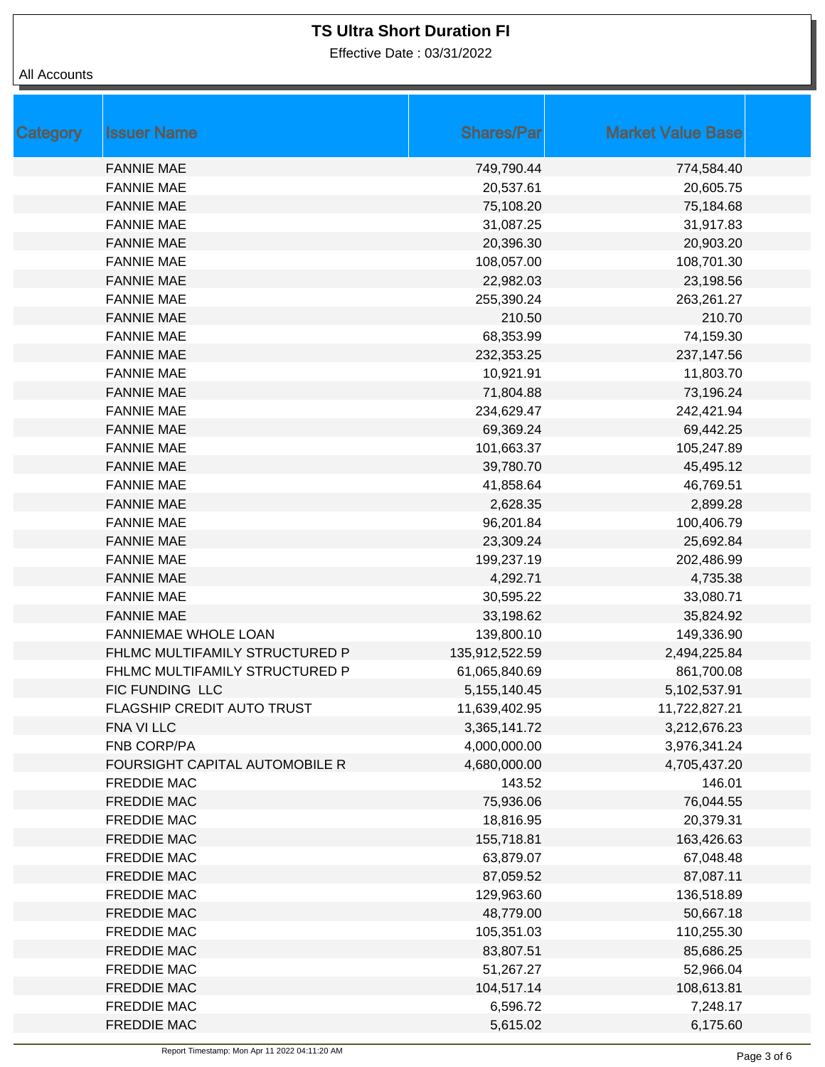# TS Ultra Short Duration FI

Effective Date : 03/31/2022

All Accounts

| Category | Issuer Name | Shares/Par | Market Value Base |
|---|---|---|---|
| | FANNIE MAE | 749,790.44 | 774,584.40 |
| | FANNIE MAE | 20,537.61 | 20,605.75 |
| | FANNIE MAE | 75,108.20 | 75,184.68 |
| | FANNIE MAE | 31,087.25 | 31,917.83 |
| | FANNIE MAE | 20,396.30 | 20,903.20 |
| | FANNIE MAE | 108,057.00 | 108,701.30 |
| | FANNIE MAE | 22,982.03 | 23,198.56 |
| | FANNIE MAE | 255,390.24 | 263,261.27 |
| | FANNIE MAE | 210.50 | 210.70 |
| | FANNIE MAE | 68,353.99 | 74,159.30 |
| | FANNIE MAE | 232,353.25 | 237,147.56 |
| | FANNIE MAE | 10,921.91 | 11,803.70 |
| | FANNIE MAE | 71,804.88 | 73,196.24 |
| | FANNIE MAE | 234,629.47 | 242,421.94 |
| | FANNIE MAE | 69,369.24 | 69,442.25 |
| | FANNIE MAE | 101,663.37 | 105,247.89 |
| | FANNIE MAE | 39,780.70 | 45,495.12 |
| | FANNIE MAE | 41,858.64 | 46,769.51 |
| | FANNIE MAE | 2,628.35 | 2,899.28 |
| | FANNIE MAE | 96,201.84 | 100,406.79 |
| | FANNIE MAE | 23,309.24 | 25,692.84 |
| | FANNIE MAE | 199,237.19 | 202,486.99 |
| | FANNIE MAE | 4,292.71 | 4,735.38 |
| | FANNIE MAE | 30,595.22 | 33,080.71 |
| | FANNIE MAE | 33,198.62 | 35,824.92 |
| | FANNIEMAE WHOLE LOAN | 139,800.10 | 149,336.90 |
| | FHLMC MULTIFAMILY STRUCTURED P | 135,912,522.59 | 2,494,225.84 |
| | FHLMC MULTIFAMILY STRUCTURED P | 61,065,840.69 | 861,700.08 |
| | FIC FUNDING LLC | 5,155,140.45 | 5,102,537.91 |
| | FLAGSHIP CREDIT AUTO TRUST | 11,639,402.95 | 11,722,827.21 |
| | FNA VI LLC | 3,365,141.72 | 3,212,676.23 |
| | FNB CORP/PA | 4,000,000.00 | 3,976,341.24 |
| | FOURSIGHT CAPITAL AUTOMOBILE R | 4,680,000.00 | 4,705,437.20 |
| | FREDDIE MAC | 143.52 | 146.01 |
| | FREDDIE MAC | 75,936.06 | 76,044.55 |
| | FREDDIE MAC | 18,816.95 | 20,379.31 |
| | FREDDIE MAC | 155,718.81 | 163,426.63 |
| | FREDDIE MAC | 63,879.07 | 67,048.48 |
| | FREDDIE MAC | 87,059.52 | 87,087.11 |
| | FREDDIE MAC | 129,963.60 | 136,518.89 |
| | FREDDIE MAC | 48,779.00 | 50,667.18 |
| | FREDDIE MAC | 105,351.03 | 110,255.30 |
| | FREDDIE MAC | 83,807.51 | 85,686.25 |
| | FREDDIE MAC | 51,267.27 | 52,966.04 |
| | FREDDIE MAC | 104,517.14 | 108,613.81 |
| | FREDDIE MAC | 6,596.72 | 7,248.17 |
| | FREDDIE MAC | 5,615.02 | 6,175.60 |

Report Timestamp: Mon Apr 11 2022 04:11:20 AM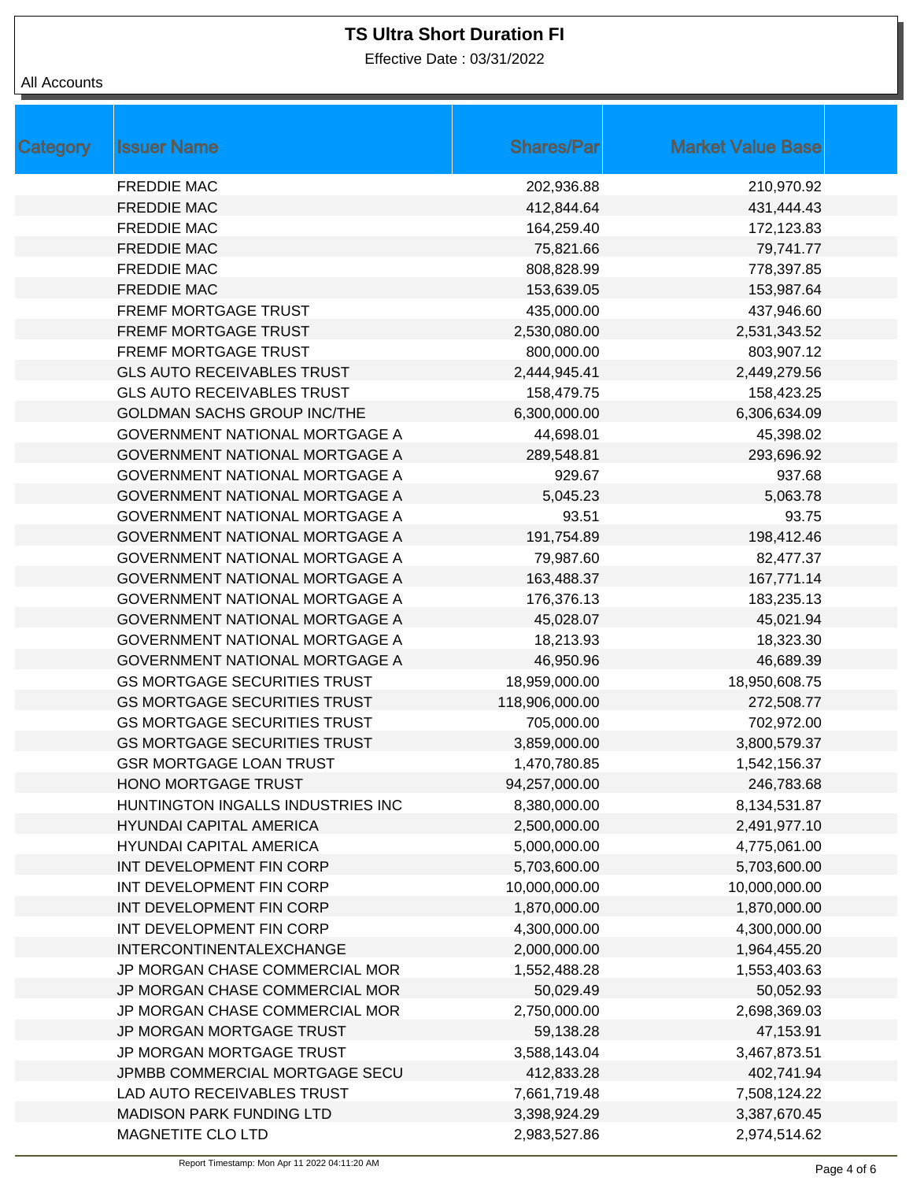# TS Ultra Short Duration FI

Effective Date : 03/31/2022

All Accounts

| Category | Issuer Name | Shares/Par | Market Value Base |
|---|---|---|---|
| | FREDDIE MAC | 202,936.88 | 210,970.92 |
| | FREDDIE MAC | 412,844.64 | 431,444.43 |
| | FREDDIE MAC | 164,259.40 | 172,123.83 |
| | FREDDIE MAC | 75,821.66 | 79,741.77 |
| | FREDDIE MAC | 808,828.99 | 778,397.85 |
| | FREDDIE MAC | 153,639.05 | 153,987.64 |
| | FREMF MORTGAGE TRUST | 435,000.00 | 437,946.60 |
| | FREMF MORTGAGE TRUST | 2,530,080.00 | 2,531,343.52 |
| | FREMF MORTGAGE TRUST | 800,000.00 | 803,907.12 |
| | GLS AUTO RECEIVABLES TRUST | 2,444,945.41 | 2,449,279.56 |
| | GLS AUTO RECEIVABLES TRUST | 158,479.75 | 158,423.25 |
| | GOLDMAN SACHS GROUP INC/THE | 6,300,000.00 | 6,306,634.09 |
| | GOVERNMENT NATIONAL MORTGAGE A | 44,698.01 | 45,398.02 |
| | GOVERNMENT NATIONAL MORTGAGE A | 289,548.81 | 293,696.92 |
| | GOVERNMENT NATIONAL MORTGAGE A | 929.67 | 937.68 |
| | GOVERNMENT NATIONAL MORTGAGE A | 5,045.23 | 5,063.78 |
| | GOVERNMENT NATIONAL MORTGAGE A | 93.51 | 93.75 |
| | GOVERNMENT NATIONAL MORTGAGE A | 191,754.89 | 198,412.46 |
| | GOVERNMENT NATIONAL MORTGAGE A | 79,987.60 | 82,477.37 |
| | GOVERNMENT NATIONAL MORTGAGE A | 163,488.37 | 167,771.14 |
| | GOVERNMENT NATIONAL MORTGAGE A | 176,376.13 | 183,235.13 |
| | GOVERNMENT NATIONAL MORTGAGE A | 45,028.07 | 45,021.94 |
| | GOVERNMENT NATIONAL MORTGAGE A | 18,213.93 | 18,323.30 |
| | GOVERNMENT NATIONAL MORTGAGE A | 46,950.96 | 46,689.39 |
| | GS MORTGAGE SECURITIES TRUST | 18,959,000.00 | 18,950,608.75 |
| | GS MORTGAGE SECURITIES TRUST | 118,906,000.00 | 272,508.77 |
| | GS MORTGAGE SECURITIES TRUST | 705,000.00 | 702,972.00 |
| | GS MORTGAGE SECURITIES TRUST | 3,859,000.00 | 3,800,579.37 |
| | GSR MORTGAGE LOAN TRUST | 1,470,780.85 | 1,542,156.37 |
| | HONO MORTGAGE TRUST | 94,257,000.00 | 246,783.68 |
| | HUNTINGTON INGALLS INDUSTRIES INC | 8,380,000.00 | 8,134,531.87 |
| | HYUNDAI CAPITAL AMERICA | 2,500,000.00 | 2,491,977.10 |
| | HYUNDAI CAPITAL AMERICA | 5,000,000.00 | 4,775,061.00 |
| | INT DEVELOPMENT FIN CORP | 5,703,600.00 | 5,703,600.00 |
| | INT DEVELOPMENT FIN CORP | 10,000,000.00 | 10,000,000.00 |
| | INT DEVELOPMENT FIN CORP | 1,870,000.00 | 1,870,000.00 |
| | INT DEVELOPMENT FIN CORP | 4,300,000.00 | 4,300,000.00 |
| | INTERCONTINENTALEXCHANGE | 2,000,000.00 | 1,964,455.20 |
| | JP MORGAN CHASE COMMERCIAL MOR | 1,552,488.28 | 1,553,403.63 |
| | JP MORGAN CHASE COMMERCIAL MOR | 50,029.49 | 50,052.93 |
| | JP MORGAN CHASE COMMERCIAL MOR | 2,750,000.00 | 2,698,369.03 |
| | JP MORGAN MORTGAGE TRUST | 59,138.28 | 47,153.91 |
| | JP MORGAN MORTGAGE TRUST | 3,588,143.04 | 3,467,873.51 |
| | JPMBB COMMERCIAL MORTGAGE SECU | 412,833.28 | 402,741.94 |
| | LAD AUTO RECEIVABLES TRUST | 7,661,719.48 | 7,508,124.22 |
| | MADISON PARK FUNDING LTD | 3,398,924.29 | 3,387,670.45 |
| | MAGNETITE CLO LTD | 2,983,527.86 | 2,974,514.62 |

Report Timestamp: Mon Apr 11 2022 04:11:20 AM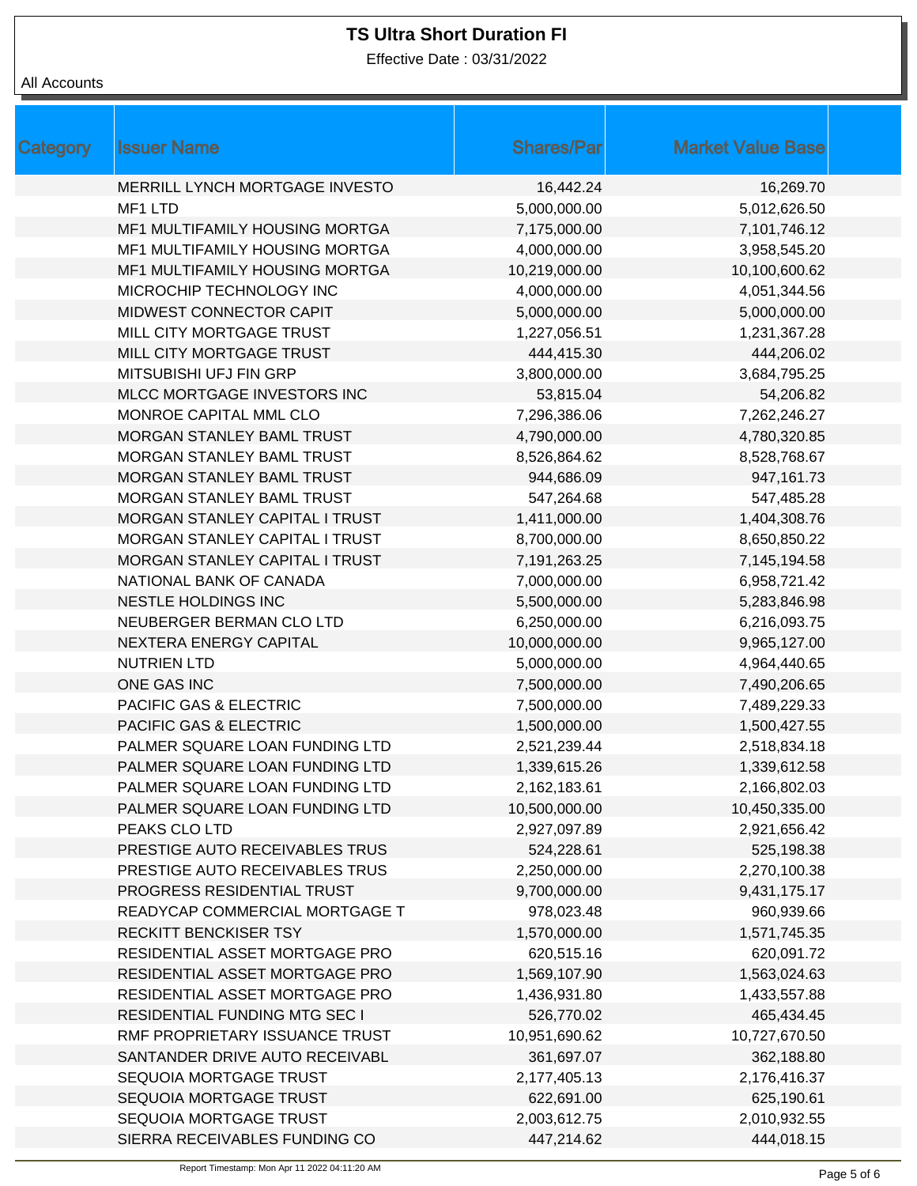# TS Ultra Short Duration FI

Effective Date : 03/31/2022

All Accounts

| Category | Issuer Name | Shares/Par | Market Value Base |
|---|---|---|---|
| | MERRILL LYNCH MORTGAGE INVESTO | 16,442.24 | 16,269.70 |
| | MF1 LTD | 5,000,000.00 | 5,012,626.50 |
| | MF1 MULTIFAMILY HOUSING MORTGA | 7,175,000.00 | 7,101,746.12 |
| | MF1 MULTIFAMILY HOUSING MORTGA | 4,000,000.00 | 3,958,545.20 |
| | MF1 MULTIFAMILY HOUSING MORTGA | 10,219,000.00 | 10,100,600.62 |
| | MICROCHIP TECHNOLOGY INC | 4,000,000.00 | 4,051,344.56 |
| | MIDWEST CONNECTOR CAPIT | 5,000,000.00 | 5,000,000.00 |
| | MILL CITY MORTGAGE TRUST | 1,227,056.51 | 1,231,367.28 |
| | MILL CITY MORTGAGE TRUST | 444,415.30 | 444,206.02 |
| | MITSUBISHI UFJ FIN GRP | 3,800,000.00 | 3,684,795.25 |
| | MLCC MORTGAGE INVESTORS INC | 53,815.04 | 54,206.82 |
| | MONROE CAPITAL MML CLO | 7,296,386.06 | 7,262,246.27 |
| | MORGAN STANLEY BAML TRUST | 4,790,000.00 | 4,780,320.85 |
| | MORGAN STANLEY BAML TRUST | 8,526,864.62 | 8,528,768.67 |
| | MORGAN STANLEY BAML TRUST | 944,686.09 | 947,161.73 |
| | MORGAN STANLEY BAML TRUST | 547,264.68 | 547,485.28 |
| | MORGAN STANLEY CAPITAL I TRUST | 1,411,000.00 | 1,404,308.76 |
| | MORGAN STANLEY CAPITAL I TRUST | 8,700,000.00 | 8,650,850.22 |
| | MORGAN STANLEY CAPITAL I TRUST | 7,191,263.25 | 7,145,194.58 |
| | NATIONAL BANK OF CANADA | 7,000,000.00 | 6,958,721.42 |
| | NESTLE HOLDINGS INC | 5,500,000.00 | 5,283,846.98 |
| | NEUBERGER BERMAN CLO LTD | 6,250,000.00 | 6,216,093.75 |
| | NEXTERA ENERGY CAPITAL | 10,000,000.00 | 9,965,127.00 |
| | NUTRIEN LTD | 5,000,000.00 | 4,964,440.65 |
| | ONE GAS INC | 7,500,000.00 | 7,490,206.65 |
| | PACIFIC GAS & ELECTRIC | 7,500,000.00 | 7,489,229.33 |
| | PACIFIC GAS & ELECTRIC | 1,500,000.00 | 1,500,427.55 |
| | PALMER SQUARE LOAN FUNDING LTD | 2,521,239.44 | 2,518,834.18 |
| | PALMER SQUARE LOAN FUNDING LTD | 1,339,615.26 | 1,339,612.58 |
| | PALMER SQUARE LOAN FUNDING LTD | 2,162,183.61 | 2,166,802.03 |
| | PALMER SQUARE LOAN FUNDING LTD | 10,500,000.00 | 10,450,335.00 |
| | PEAKS CLO LTD | 2,927,097.89 | 2,921,656.42 |
| | PRESTIGE AUTO RECEIVABLES TRUS | 524,228.61 | 525,198.38 |
| | PRESTIGE AUTO RECEIVABLES TRUS | 2,250,000.00 | 2,270,100.38 |
| | PROGRESS RESIDENTIAL TRUST | 9,700,000.00 | 9,431,175.17 |
| | READYCAP COMMERCIAL MORTGAGE T | 978,023.48 | 960,939.66 |
| | RECKITT BENCKISER TSY | 1,570,000.00 | 1,571,745.35 |
| | RESIDENTIAL ASSET MORTGAGE PRO | 620,515.16 | 620,091.72 |
| | RESIDENTIAL ASSET MORTGAGE PRO | 1,569,107.90 | 1,563,024.63 |
| | RESIDENTIAL ASSET MORTGAGE PRO | 1,436,931.80 | 1,433,557.88 |
| | RESIDENTIAL FUNDING MTG SEC I | 526,770.02 | 465,434.45 |
| | RMF PROPRIETARY ISSUANCE TRUST | 10,951,690.62 | 10,727,670.50 |
| | SANTANDER DRIVE AUTO RECEIVABL | 361,697.07 | 362,188.80 |
| | SEQUOIA MORTGAGE TRUST | 2,177,405.13 | 2,176,416.37 |
| | SEQUOIA MORTGAGE TRUST | 622,691.00 | 625,190.61 |
| | SEQUOIA MORTGAGE TRUST | 2,003,612.75 | 2,010,932.55 |
| | SIERRA RECEIVABLES FUNDING CO | 447,214.62 | 444,018.15 |

Report Timestamp: Mon Apr 11 2022 04:11:20 AM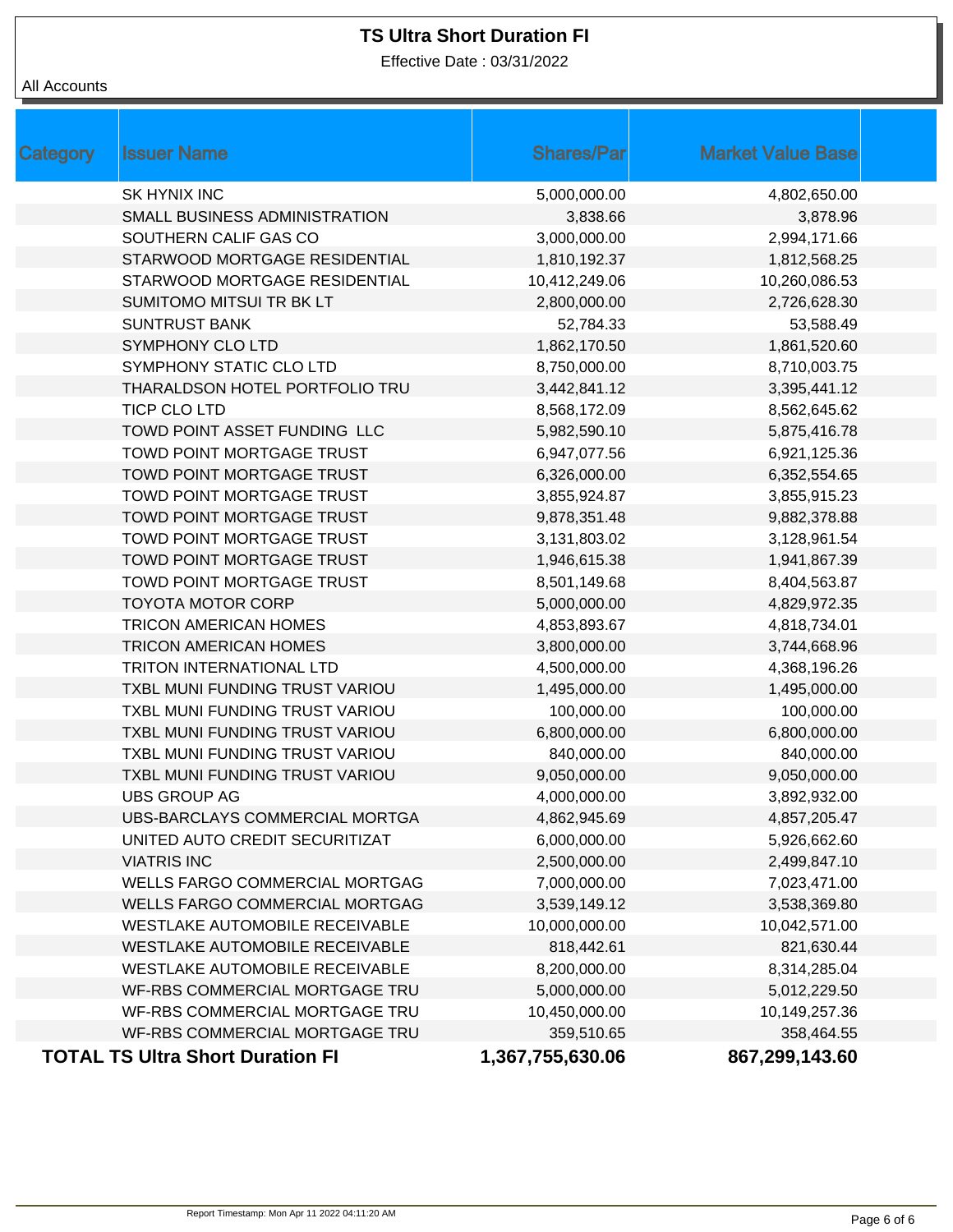# TS Ultra Short Duration FI

Effective Date : 03/31/2022

All Accounts

| Category | Issuer Name | Shares/Par | Market Value Base |
|---|---|---|---|
| | SK HYNIX INC | 5,000,000.00 | 4,802,650.00 |
| | SMALL BUSINESS ADMINISTRATION | 3,838.66 | 3,878.96 |
| | SOUTHERN CALIF GAS CO | 3,000,000.00 | 2,994,171.66 |
| | STARWOOD MORTGAGE RESIDENTIAL | 1,810,192.37 | 1,812,568.25 |
| | STARWOOD MORTGAGE RESIDENTIAL | 10,412,249.06 | 10,260,086.53 |
| | SUMITOMO MITSUI TR BK LT | 2,800,000.00 | 2,726,628.30 |
| | SUNTRUST BANK | 52,784.33 | 53,588.49 |
| | SYMPHONY CLO LTD | 1,862,170.50 | 1,861,520.60 |
| | SYMPHONY STATIC CLO LTD | 8,750,000.00 | 8,710,003.75 |
| | THARALDSON HOTEL PORTFOLIO TRU | 3,442,841.12 | 3,395,441.12 |
| | TICP CLO LTD | 8,568,172.09 | 8,562,645.62 |
| | TOWD POINT ASSET FUNDING LLC | 5,982,590.10 | 5,875,416.78 |
| | TOWD POINT MORTGAGE TRUST | 6,947,077.56 | 6,921,125.36 |
| | TOWD POINT MORTGAGE TRUST | 6,326,000.00 | 6,352,554.65 |
| | TOWD POINT MORTGAGE TRUST | 3,855,924.87 | 3,855,915.23 |
| | TOWD POINT MORTGAGE TRUST | 9,878,351.48 | 9,882,378.88 |
| | TOWD POINT MORTGAGE TRUST | 3,131,803.02 | 3,128,961.54 |
| | TOWD POINT MORTGAGE TRUST | 1,946,615.38 | 1,941,867.39 |
| | TOWD POINT MORTGAGE TRUST | 8,501,149.68 | 8,404,563.87 |
| | TOYOTA MOTOR CORP | 5,000,000.00 | 4,829,972.35 |
| | TRICON AMERICAN HOMES | 4,853,893.67 | 4,818,734.01 |
| | TRICON AMERICAN HOMES | 3,800,000.00 | 3,744,668.96 |
| | TRITON INTERNATIONAL LTD | 4,500,000.00 | 4,368,196.26 |
| | TXBL MUNI FUNDING TRUST VARIOU | 1,495,000.00 | 1,495,000.00 |
| | TXBL MUNI FUNDING TRUST VARIOU | 100,000.00 | 100,000.00 |
| | TXBL MUNI FUNDING TRUST VARIOU | 6,800,000.00 | 6,800,000.00 |
| | TXBL MUNI FUNDING TRUST VARIOU | 840,000.00 | 840,000.00 |
| | TXBL MUNI FUNDING TRUST VARIOU | 9,050,000.00 | 9,050,000.00 |
| | UBS GROUP AG | 4,000,000.00 | 3,892,932.00 |
| | UBS-BARCLAYS COMMERCIAL MORTGA | 4,862,945.69 | 4,857,205.47 |
| | UNITED AUTO CREDIT SECURITIZAT | 6,000,000.00 | 5,926,662.60 |
| | VIATRIS INC | 2,500,000.00 | 2,499,847.10 |
| | WELLS FARGO COMMERCIAL MORTGAG | 7,000,000.00 | 7,023,471.00 |
| | WELLS FARGO COMMERCIAL MORTGAG | 3,539,149.12 | 3,538,369.80 |
| | WESTLAKE AUTOMOBILE RECEIVABLE | 10,000,000.00 | 10,042,571.00 |
| | WESTLAKE AUTOMOBILE RECEIVABLE | 818,442.61 | 821,630.44 |
| | WESTLAKE AUTOMOBILE RECEIVABLE | 8,200,000.00 | 8,314,285.04 |
| | WF-RBS COMMERCIAL MORTGAGE TRU | 5,000,000.00 | 5,012,229.50 |
| | WF-RBS COMMERCIAL MORTGAGE TRU | 10,450,000.00 | 10,149,257.36 |
| | WF-RBS COMMERCIAL MORTGAGE TRU | 359,510.65 | 358,464.55 |
| **TOTAL TS Ultra Short Duration FI** | | **1,367,755,630.06** | **867,299,143.60** |

Report Timestamp: Mon Apr 11 2022 04:11:20 AM